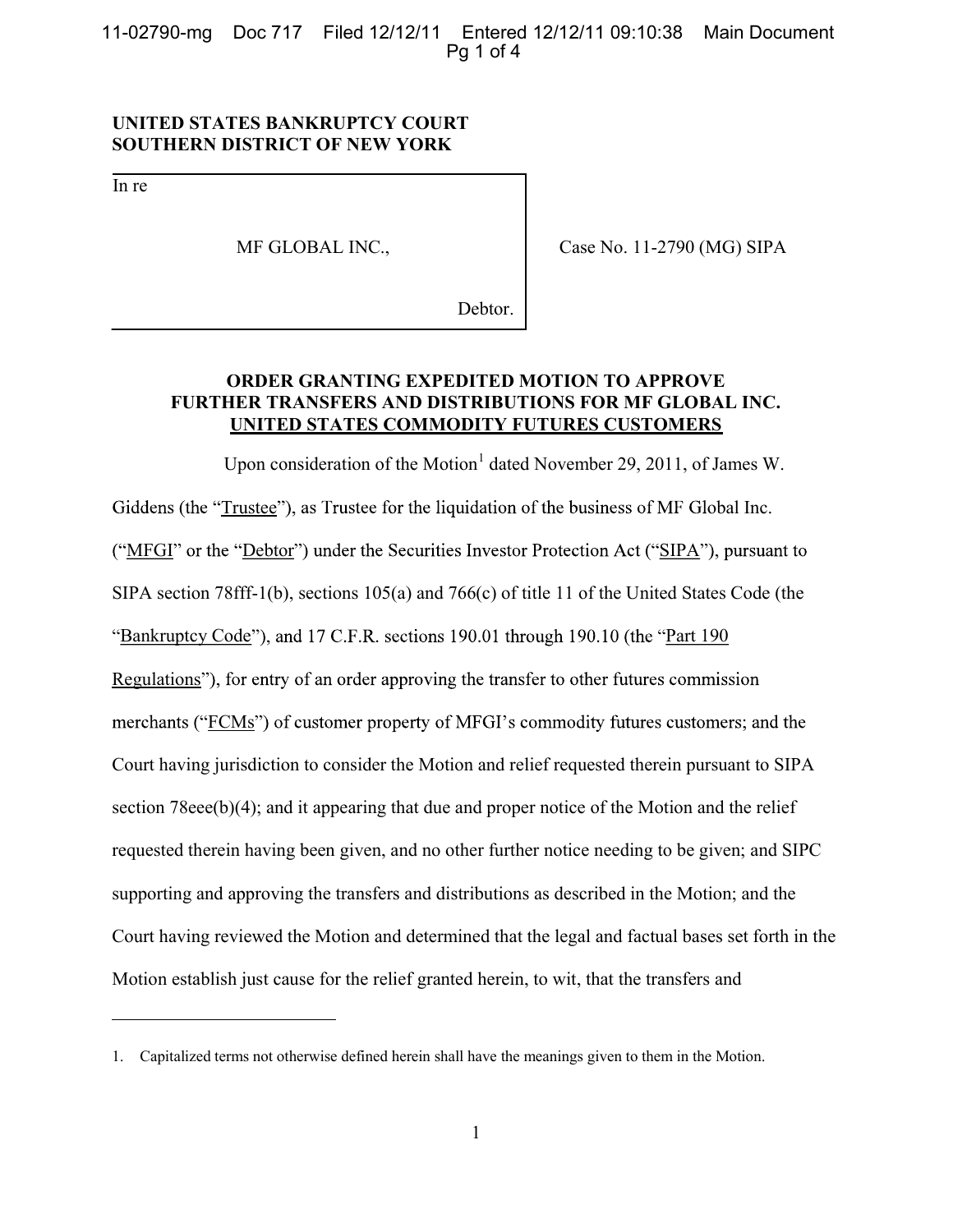**UNITED STATES BANKRUPTCY COURT**
**SOUTHERN DISTRICT OF NEW YORK**

| | |
|---|---|
| In re<br><br>MF GLOBAL INC.,<br><br>Debtor. | Case No. 11-2790 (MG) SIPA |

## ORDER GRANTING EXPEDITED MOTION TO APPROVE FURTHER TRANSFERS AND DISTRIBUTIONS FOR MF GLOBAL INC. UNITED STATES COMMODITY FUTURES CUSTOMERS

Upon consideration of the Motion[1] dated November 29, 2011, of James W. Giddens (the "Trustee"), as Trustee for the liquidation of the business of MF Global Inc. ("MFGI" or the "Debtor") under the Securities Investor Protection Act ("SIPA"), pursuant to SIPA section 78fff-1(b), sections 105(a) and 766(c) of title 11 of the United States Code (the "Bankruptcy Code"), and 17 C.F.R. sections 190.01 through 190.10 (the "Part 190 Regulations"), for entry of an order approving the transfer to other futures commission merchants ("FCMs") of customer property of MFGI's commodity futures customers; and the Court having jurisdiction to consider the Motion and relief requested therein pursuant to SIPA section 78eee(b)(4); and it appearing that due and proper notice of the Motion and the relief requested therein having been given, and no other further notice needing to be given; and SIPC supporting and approving the transfers and distributions as described in the Motion; and the Court having reviewed the Motion and determined that the legal and factual bases set forth in the Motion establish just cause for the relief granted herein, to wit, that the transfers and

---

1. Capitalized terms not otherwise defined herein shall have the meanings given to them in the Motion.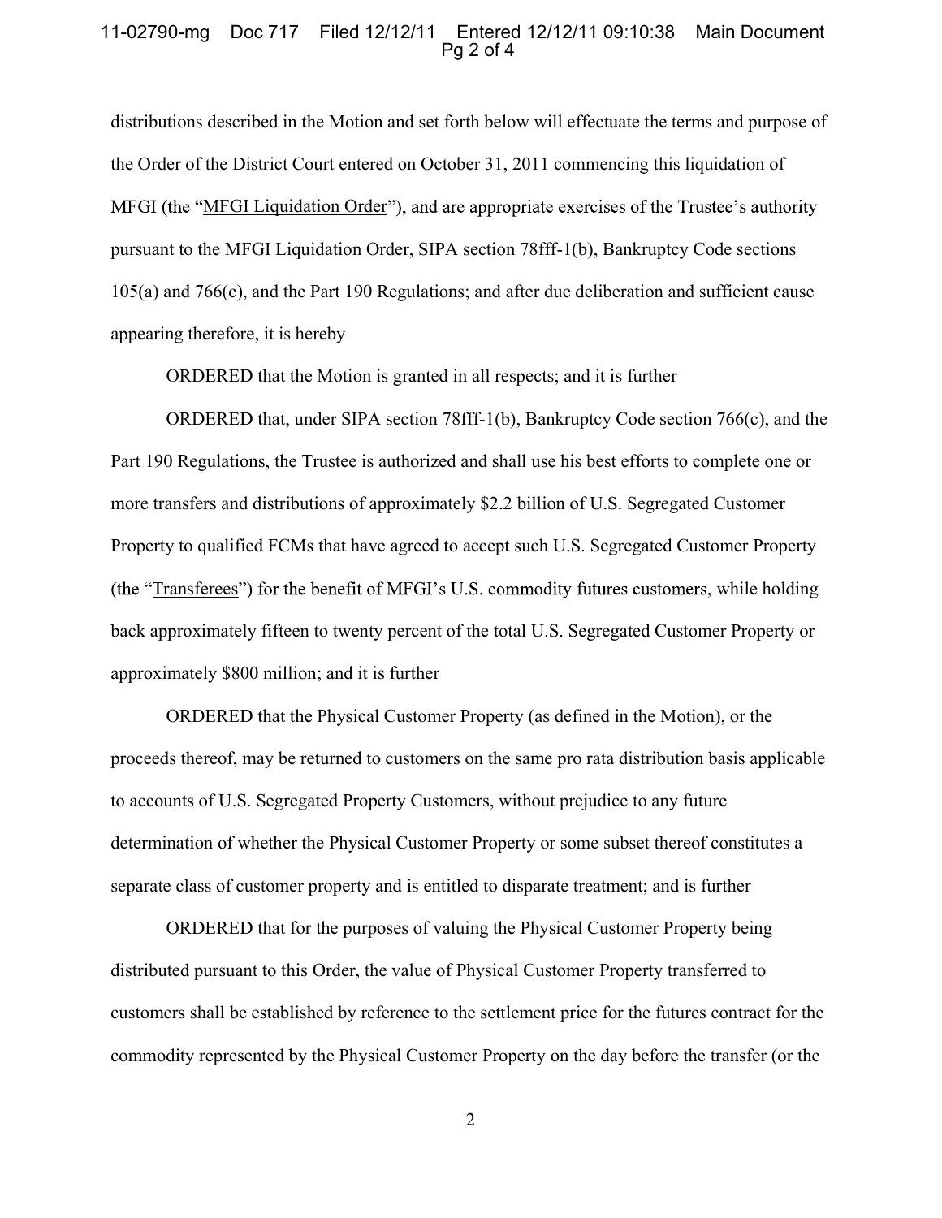distributions described in the Motion and set forth below will effectuate the terms and purpose of the Order of the District Court entered on October 31, 2011 commencing this liquidation of MFGI (the "MFGI Liquidation Order"), and are appropriate exercises of the Trustee's authority pursuant to the MFGI Liquidation Order, SIPA section 78fff-1(b), Bankruptcy Code sections 105(a) and 766(c), and the Part 190 Regulations; and after due deliberation and sufficient cause appearing therefore, it is hereby

ORDERED that the Motion is granted in all respects; and it is further

ORDERED that, under SIPA section 78fff-1(b), Bankruptcy Code section 766(c), and the Part 190 Regulations, the Trustee is authorized and shall use his best efforts to complete one or more transfers and distributions of approximately $2.2 billion of U.S. Segregated Customer Property to qualified FCMs that have agreed to accept such U.S. Segregated Customer Property (the "Transferees") for the benefit of MFGI's U.S. commodity futures customers, while holding back approximately fifteen to twenty percent of the total U.S. Segregated Customer Property or approximately $800 million; and it is further

ORDERED that the Physical Customer Property (as defined in the Motion), or the proceeds thereof, may be returned to customers on the same pro rata distribution basis applicable to accounts of U.S. Segregated Property Customers, without prejudice to any future determination of whether the Physical Customer Property or some subset thereof constitutes a separate class of customer property and is entitled to disparate treatment; and is further

ORDERED that for the purposes of valuing the Physical Customer Property being distributed pursuant to this Order, the value of Physical Customer Property transferred to customers shall be established by reference to the settlement price for the futures contract for the commodity represented by the Physical Customer Property on the day before the transfer (or the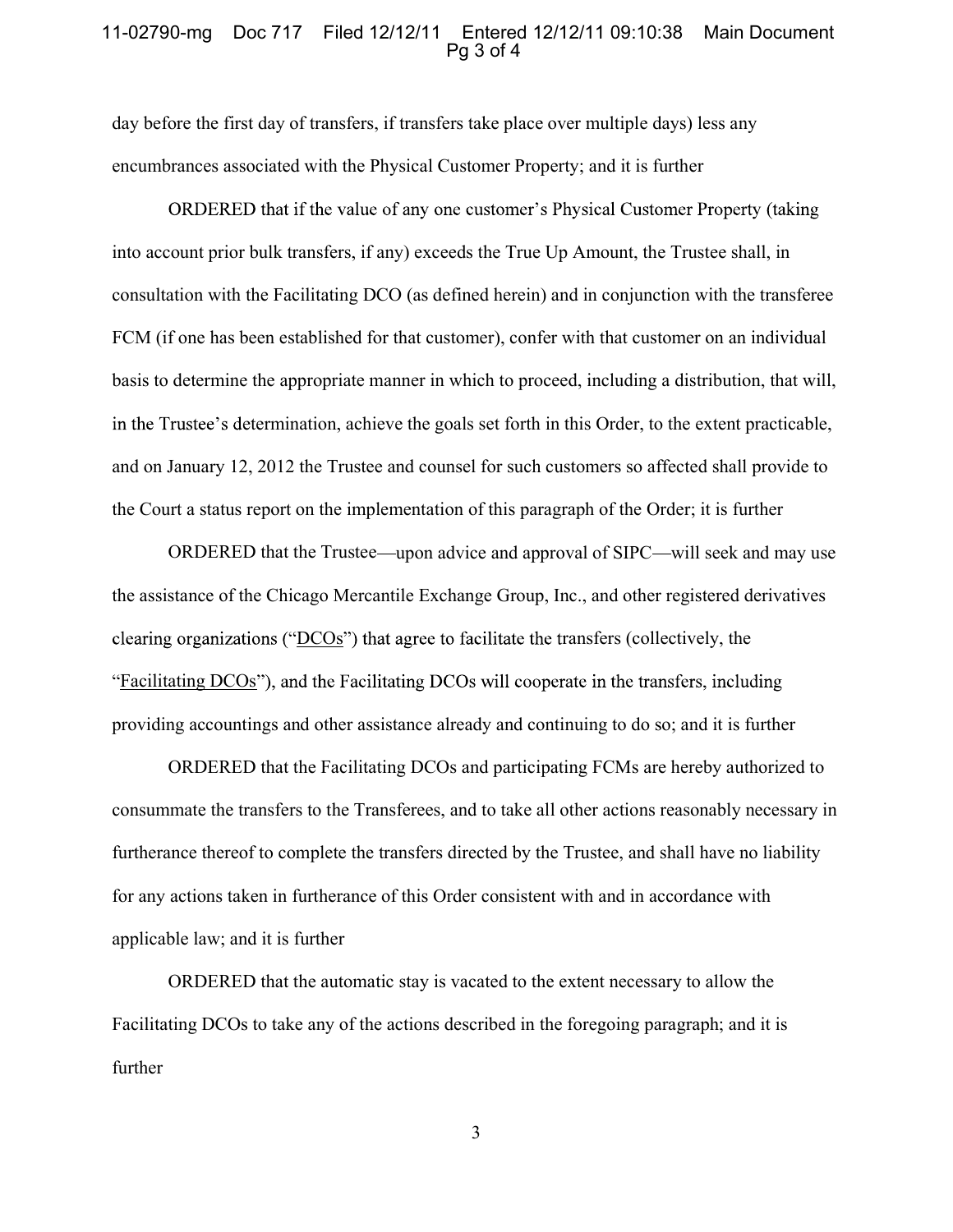day before the first day of transfers, if transfers take place over multiple days) less any encumbrances associated with the Physical Customer Property; and it is further

ORDERED that if the value of any one customer's Physical Customer Property (taking into account prior bulk transfers, if any) exceeds the True Up Amount, the Trustee shall, in consultation with the Facilitating DCO (as defined herein) and in conjunction with the transferee FCM (if one has been established for that customer), confer with that customer on an individual basis to determine the appropriate manner in which to proceed, including a distribution, that will, in the Trustee's determination, achieve the goals set forth in this Order, to the extent practicable, and on January 12, 2012 the Trustee and counsel for such customers so affected shall provide to the Court a status report on the implementation of this paragraph of the Order; it is further

ORDERED that the Trustee—upon advice and approval of SIPC—will seek and may use the assistance of the Chicago Mercantile Exchange Group, Inc., and other registered derivatives clearing organizations ("DCOs") that agree to facilitate the transfers (collectively, the "Facilitating DCOs"), and the Facilitating DCOs will cooperate in the transfers, including providing accountings and other assistance already and continuing to do so; and it is further

ORDERED that the Facilitating DCOs and participating FCMs are hereby authorized to consummate the transfers to the Transferees, and to take all other actions reasonably necessary in furtherance thereof to complete the transfers directed by the Trustee, and shall have no liability for any actions taken in furtherance of this Order consistent with and in accordance with applicable law; and it is further

ORDERED that the automatic stay is vacated to the extent necessary to allow the Facilitating DCOs to take any of the actions described in the foregoing paragraph; and it is further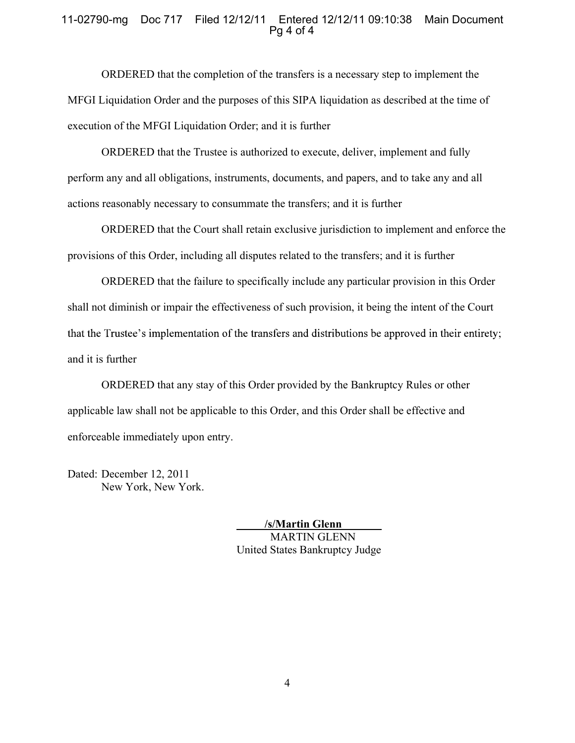ORDERED that the completion of the transfers is a necessary step to implement the MFGI Liquidation Order and the purposes of this SIPA liquidation as described at the time of execution of the MFGI Liquidation Order; and it is further

ORDERED that the Trustee is authorized to execute, deliver, implement and fully perform any and all obligations, instruments, documents, and papers, and to take any and all actions reasonably necessary to consummate the transfers; and it is further

ORDERED that the Court shall retain exclusive jurisdiction to implement and enforce the provisions of this Order, including all disputes related to the transfers; and it is further

ORDERED that the failure to specifically include any particular provision in this Order shall not diminish or impair the effectiveness of such provision, it being the intent of the Court that the Trustee's implementation of the transfers and distributions be approved in their entirety; and it is further

ORDERED that any stay of this Order provided by the Bankruptcy Rules or other applicable law shall not be applicable to this Order, and this Order shall be effective and enforceable immediately upon entry.

Dated: December 12, 2011
New York, New York.

**/s/Martin Glenn**
MARTIN GLENN
United States Bankruptcy Judge